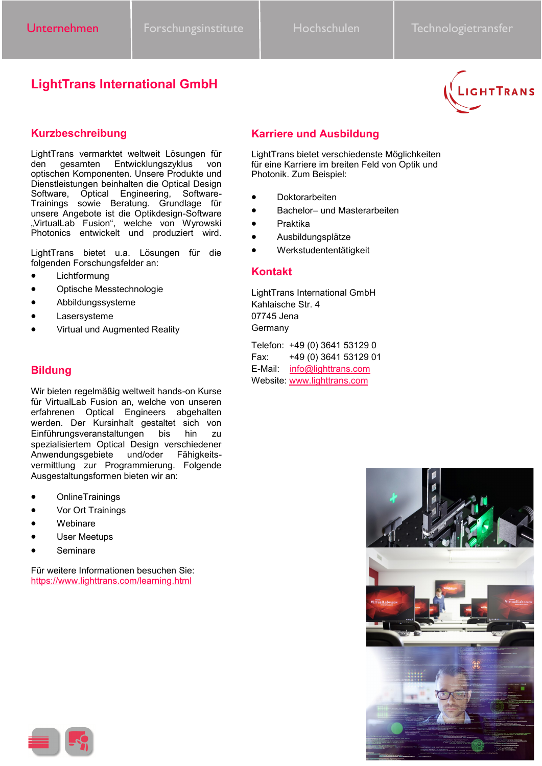Unternehmen | Forschungsinstitute | Hochschulen | Technologietransfer

# LightTrans International GmbH

## Kurzbeschreibung

LightTrans vermarktet weltweit Lösungen für den gesamten Entwicklungszyklus von optischen Komponenten. Unsere Produkte und Dienstleistungen beinhalten die Optical Design Software, Optical Engineering, Software-Trainings sowie Beratung. Grundlage für unsere Angebote ist die Optikdesign-Software „VirtualLab Fusion“, welche von Wyrowski Photonics entwickelt und produziert wird.

LightTrans bietet u.a. Lösungen für die folgenden Forschungsfelder an:

- Lichtformung
- Optische Messtechnologie
- Abbildungssysteme
- Lasersysteme
- Virtual und Augmented Reality

## Bildung

Wir bieten regelmäßig weltweit hands-on Kurse für VirtualLab Fusion an, welche von unseren erfahrenen Optical Engineers abgehalten werden. Der Kursinhalt gestaltet sich von Einführungsveranstaltungen bis hin zu spezialisiertem Optical Design verschiedener Anwendungsgebiete und/oder Fähigkeits-vermittlung zur Programmierung. Folgende Ausgestaltungsformen bieten wir an:

- OnlineTrainings
- Vor Ort Trainings
- Webinare
- User Meetups
- Seminare

Für weitere Informationen besuchen Sie:
https://www.lighttrans.com/learning.html

## Karriere und Ausbildung

LightTrans bietet verschiedenste Möglichkeiten für eine Karriere im breiten Feld von Optik und Photonik. Zum Beispiel:

- Doktorarbeiten
- Bachelor– und Masterarbeiten
- Praktika
- Ausbildungsplätze
- Werkstudententätigkeit

## Kontakt

LightTrans International GmbH
Kahlaische Str. 4
07745 Jena
Germany

Telefon: +49 (0) 3641 53129 0
Fax: +49 (0) 3641 53129 01
E-Mail: info@lighttrans.com
Website: www.lighttrans.com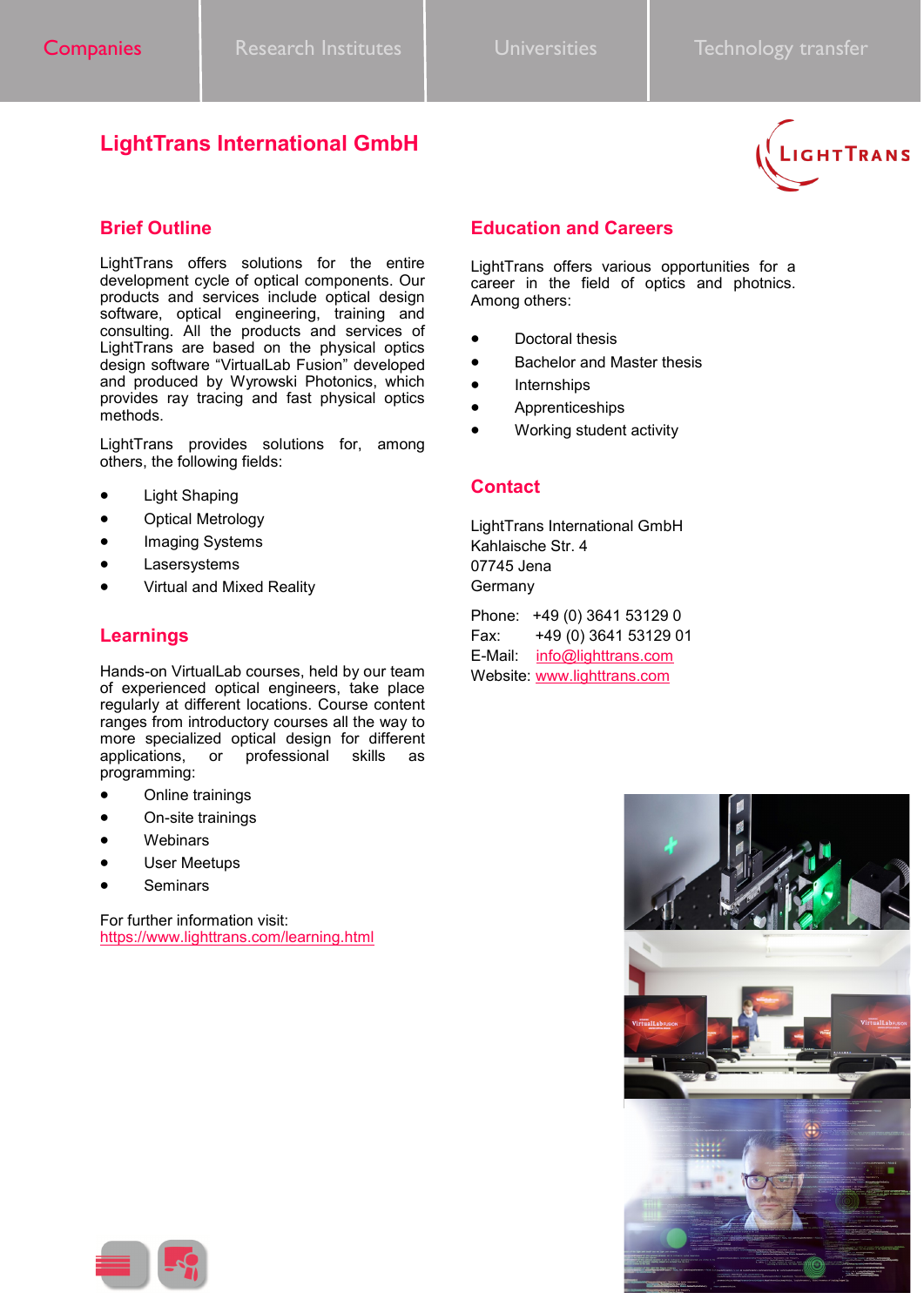Companies | Research Institutes | Universities | Technology transfer

# LightTrans International GmbH

## Brief Outline

LightTrans offers solutions for the entire development cycle of optical components. Our products and services include optical design software, optical engineering, training and consulting. All the products and services of LightTrans are based on the physical optics design software "VirtualLab Fusion" developed and produced by Wyrowski Photonics, which provides ray tracing and fast physical optics methods.

LightTrans provides solutions for, among others, the following fields:

- Light Shaping
- Optical Metrology
- Imaging Systems
- Lasersystems
- Virtual and Mixed Reality

## Learnings

Hands-on VirtualLab courses, held by our team of experienced optical engineers, take place regularly at different locations. Course content ranges from introductory courses all the way to more specialized optical design for different applications, or professional skills as programming:

- Online trainings
- On-site trainings
- Webinars
- User Meetups
- Seminars

For further information visit:
https://www.lighttrans.com/learning.html

## Education and Careers

LightTrans offers various opportunities for a career in the field of optics and photnics. Among others:

- Doctoral thesis
- Bachelor and Master thesis
- Internships
- Apprenticeships
- Working student activity

## Contact

LightTrans International GmbH
Kahlaische Str. 4
07745 Jena
Germany

Phone: +49 (0) 3641 53129 0
Fax: +49 (0) 3641 53129 01
E-Mail: info@lighttrans.com
Website: www.lighttrans.com